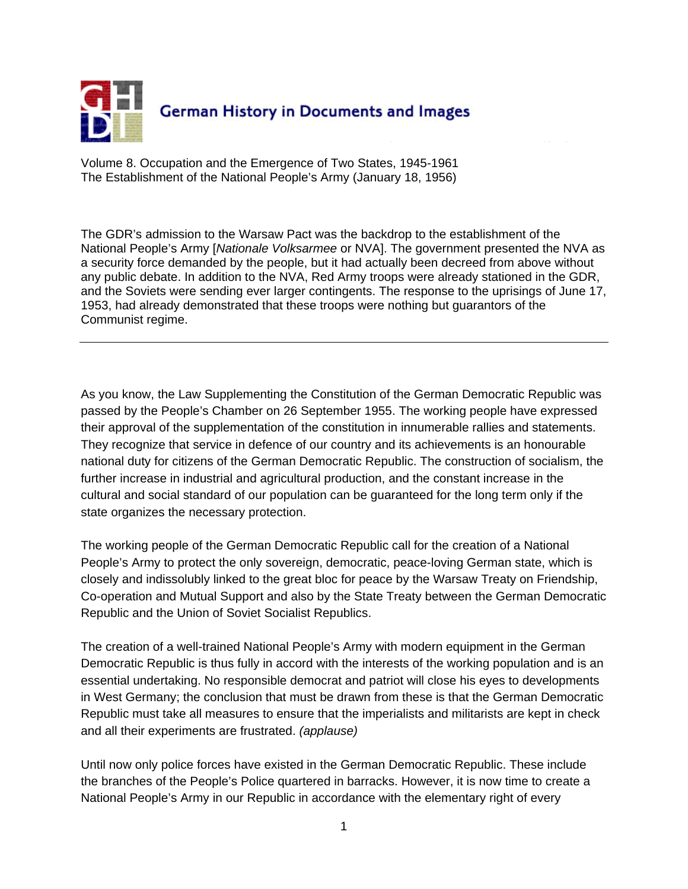German History in Documents and Images

Volume 8. Occupation and the Emergence of Two States, 1945-1961
The Establishment of the National People's Army (January 18, 1956)

The GDR's admission to the Warsaw Pact was the backdrop to the establishment of the National People's Army [*Nationale Volksarmee* or NVA]. The government presented the NVA as a security force demanded by the people, but it had actually been decreed from above without any public debate. In addition to the NVA, Red Army troops were already stationed in the GDR, and the Soviets were sending ever larger contingents. The response to the uprisings of June 17, 1953, had already demonstrated that these troops were nothing but guarantors of the Communist regime.

---

As you know, the Law Supplementing the Constitution of the German Democratic Republic was passed by the People's Chamber on 26 September 1955. The working people have expressed their approval of the supplementation of the constitution in innumerable rallies and statements. They recognize that service in defence of our country and its achievements is an honourable national duty for citizens of the German Democratic Republic. The construction of socialism, the further increase in industrial and agricultural production, and the constant increase in the cultural and social standard of our population can be guaranteed for the long term only if the state organizes the necessary protection.

The working people of the German Democratic Republic call for the creation of a National People's Army to protect the only sovereign, democratic, peace-loving German state, which is closely and indissolubly linked to the great bloc for peace by the Warsaw Treaty on Friendship, Co-operation and Mutual Support and also by the State Treaty between the German Democratic Republic and the Union of Soviet Socialist Republics.

The creation of a well-trained National People's Army with modern equipment in the German Democratic Republic is thus fully in accord with the interests of the working population and is an essential undertaking. No responsible democrat and patriot will close his eyes to developments in West Germany; the conclusion that must be drawn from these is that the German Democratic Republic must take all measures to ensure that the imperialists and militarists are kept in check and all their experiments are frustrated. *(applause)*

Until now only police forces have existed in the German Democratic Republic. These include the branches of the People's Police quartered in barracks. However, it is now time to create a National People's Army in our Republic in accordance with the elementary right of every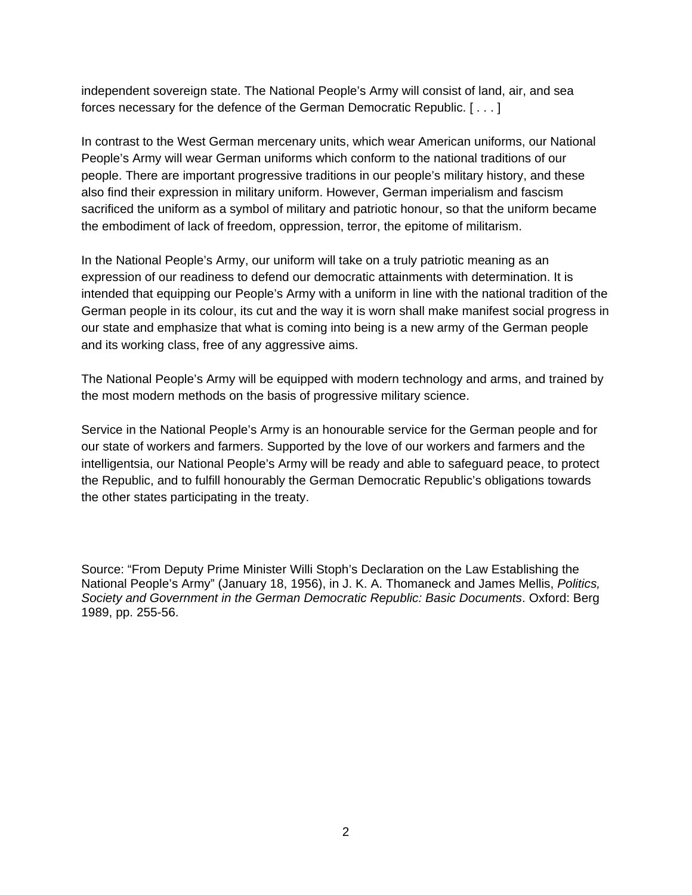independent sovereign state. The National People's Army will consist of land, air, and sea forces necessary for the defence of the German Democratic Republic. [ . . . ]

In contrast to the West German mercenary units, which wear American uniforms, our National People's Army will wear German uniforms which conform to the national traditions of our people. There are important progressive traditions in our people's military history, and these also find their expression in military uniform. However, German imperialism and fascism sacrificed the uniform as a symbol of military and patriotic honour, so that the uniform became the embodiment of lack of freedom, oppression, terror, the epitome of militarism.

In the National People's Army, our uniform will take on a truly patriotic meaning as an expression of our readiness to defend our democratic attainments with determination. It is intended that equipping our People's Army with a uniform in line with the national tradition of the German people in its colour, its cut and the way it is worn shall make manifest social progress in our state and emphasize that what is coming into being is a new army of the German people and its working class, free of any aggressive aims.

The National People's Army will be equipped with modern technology and arms, and trained by the most modern methods on the basis of progressive military science.

Service in the National People's Army is an honourable service for the German people and for our state of workers and farmers. Supported by the love of our workers and farmers and the intelligentsia, our National People's Army will be ready and able to safeguard peace, to protect the Republic, and to fulfill honourably the German Democratic Republic's obligations towards the other states participating in the treaty.

Source: "From Deputy Prime Minister Willi Stoph's Declaration on the Law Establishing the National People's Army" (January 18, 1956), in J. K. A. Thomaneck and James Mellis, *Politics, Society and Government in the German Democratic Republic: Basic Documents*. Oxford: Berg 1989, pp. 255-56.